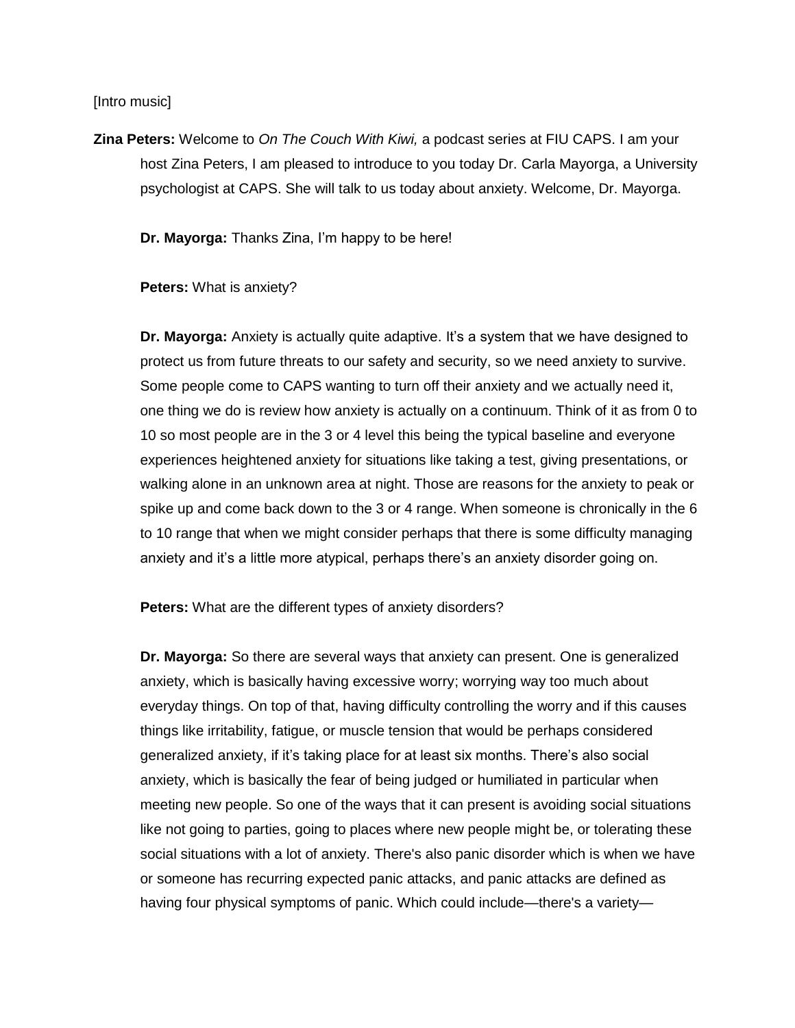[Intro music]

**Zina Peters:** Welcome to *On The Couch With Kiwi,* a podcast series at FIU CAPS. I am your host Zina Peters, I am pleased to introduce to you today Dr. Carla Mayorga, a University psychologist at CAPS. She will talk to us today about anxiety. Welcome, Dr. Mayorga.

**Dr. Mayorga:** Thanks Zina, I'm happy to be here!

**Peters:** What is anxiety?

**Dr. Mayorga:** Anxiety is actually quite adaptive. It's a system that we have designed to protect us from future threats to our safety and security, so we need anxiety to survive. Some people come to CAPS wanting to turn off their anxiety and we actually need it, one thing we do is review how anxiety is actually on a continuum. Think of it as from 0 to 10 so most people are in the 3 or 4 level this being the typical baseline and everyone experiences heightened anxiety for situations like taking a test, giving presentations, or walking alone in an unknown area at night. Those are reasons for the anxiety to peak or spike up and come back down to the 3 or 4 range. When someone is chronically in the 6 to 10 range that when we might consider perhaps that there is some difficulty managing anxiety and it's a little more atypical, perhaps there's an anxiety disorder going on.

**Peters:** What are the different types of anxiety disorders?

**Dr. Mayorga:** So there are several ways that anxiety can present. One is generalized anxiety, which is basically having excessive worry; worrying way too much about everyday things. On top of that, having difficulty controlling the worry and if this causes things like irritability, fatigue, or muscle tension that would be perhaps considered generalized anxiety, if it's taking place for at least six months. There's also social anxiety, which is basically the fear of being judged or humiliated in particular when meeting new people. So one of the ways that it can present is avoiding social situations like not going to parties, going to places where new people might be, or tolerating these social situations with a lot of anxiety. There's also panic disorder which is when we have or someone has recurring expected panic attacks, and panic attacks are defined as having four physical symptoms of panic. Which could include—there's a variety—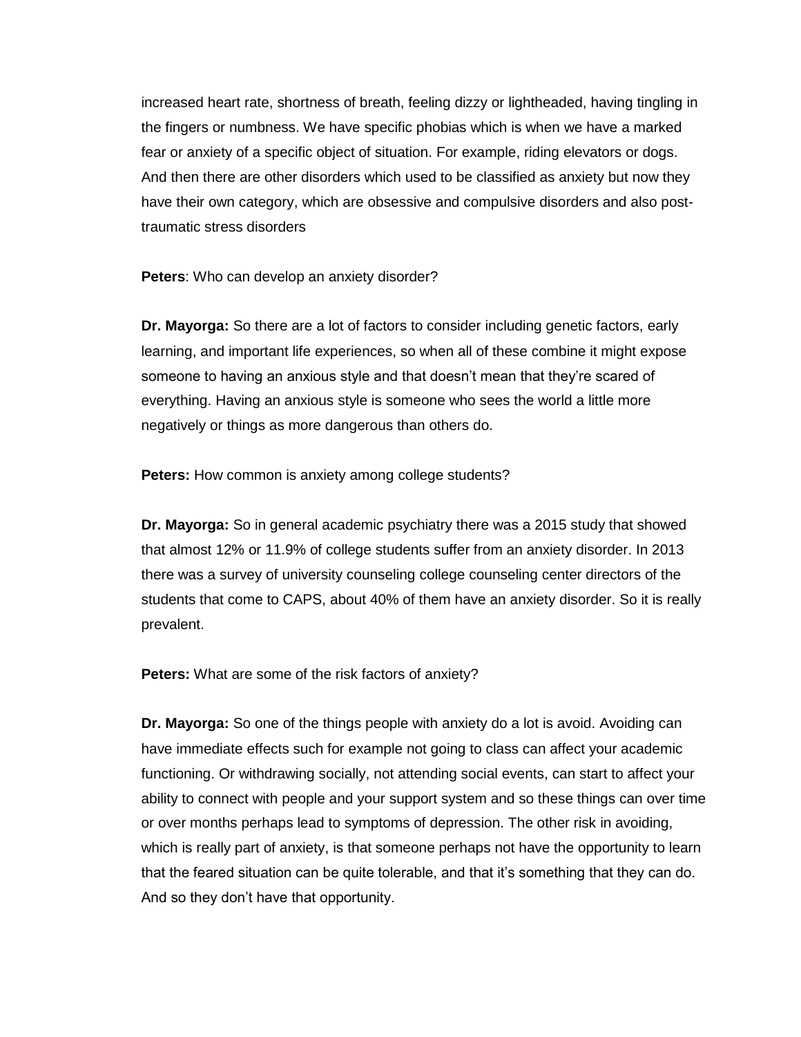increased heart rate, shortness of breath, feeling dizzy or lightheaded, having tingling in the fingers or numbness. We have specific phobias which is when we have a marked fear or anxiety of a specific object of situation. For example, riding elevators or dogs. And then there are other disorders which used to be classified as anxiety but now they have their own category, which are obsessive and compulsive disorders and also post-traumatic stress disorders

**Peters**: Who can develop an anxiety disorder?

**Dr. Mayorga:** So there are a lot of factors to consider including genetic factors, early learning, and important life experiences, so when all of these combine it might expose someone to having an anxious style and that doesn't mean that they're scared of everything. Having an anxious style is someone who sees the world a little more negatively or things as more dangerous than others do.

**Peters:** How common is anxiety among college students?

**Dr. Mayorga:** So in general academic psychiatry there was a 2015 study that showed that almost 12% or 11.9% of college students suffer from an anxiety disorder. In 2013 there was a survey of university counseling college counseling center directors of the students that come to CAPS, about 40% of them have an anxiety disorder. So it is really prevalent.

**Peters:** What are some of the risk factors of anxiety?

**Dr. Mayorga:** So one of the things people with anxiety do a lot is avoid. Avoiding can have immediate effects such for example not going to class can affect your academic functioning. Or withdrawing socially, not attending social events, can start to affect your ability to connect with people and your support system and so these things can over time or over months perhaps lead to symptoms of depression. The other risk in avoiding, which is really part of anxiety, is that someone perhaps not have the opportunity to learn that the feared situation can be quite tolerable, and that it's something that they can do. And so they don't have that opportunity.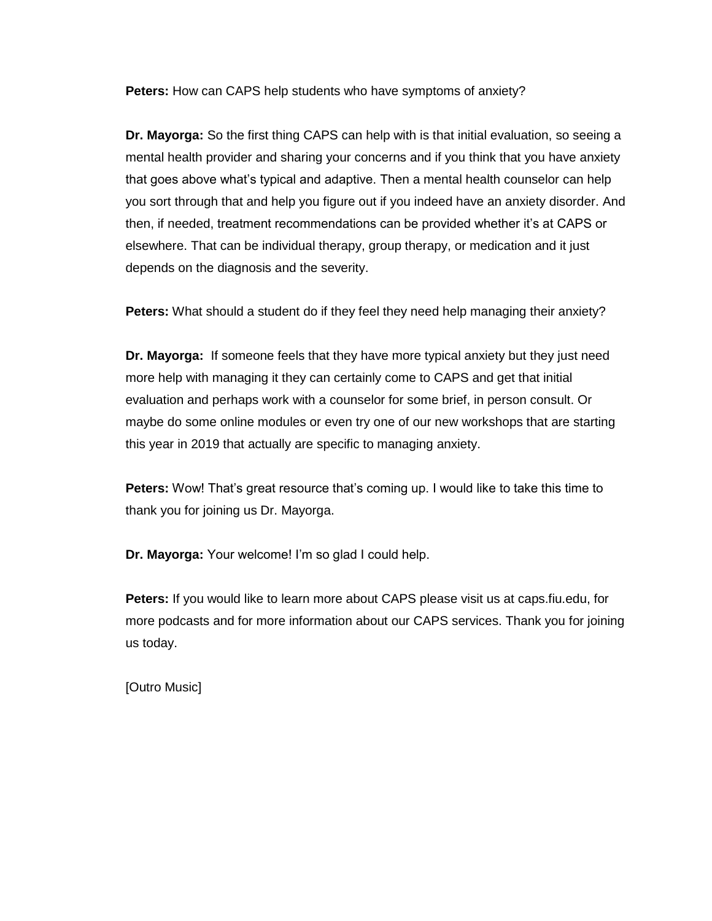**Peters:** How can CAPS help students who have symptoms of anxiety?

**Dr. Mayorga:** So the first thing CAPS can help with is that initial evaluation, so seeing a mental health provider and sharing your concerns and if you think that you have anxiety that goes above what's typical and adaptive. Then a mental health counselor can help you sort through that and help you figure out if you indeed have an anxiety disorder. And then, if needed, treatment recommendations can be provided whether it's at CAPS or elsewhere. That can be individual therapy, group therapy, or medication and it just depends on the diagnosis and the severity.

**Peters:** What should a student do if they feel they need help managing their anxiety?

**Dr. Mayorga:** If someone feels that they have more typical anxiety but they just need more help with managing it they can certainly come to CAPS and get that initial evaluation and perhaps work with a counselor for some brief, in person consult. Or maybe do some online modules or even try one of our new workshops that are starting this year in 2019 that actually are specific to managing anxiety.

**Peters:** Wow! That's great resource that's coming up. I would like to take this time to thank you for joining us Dr. Mayorga.

**Dr. Mayorga:** Your welcome! I'm so glad I could help.

**Peters:** If you would like to learn more about CAPS please visit us at caps.fiu.edu, for more podcasts and for more information about our CAPS services. Thank you for joining us today.

[Outro Music]